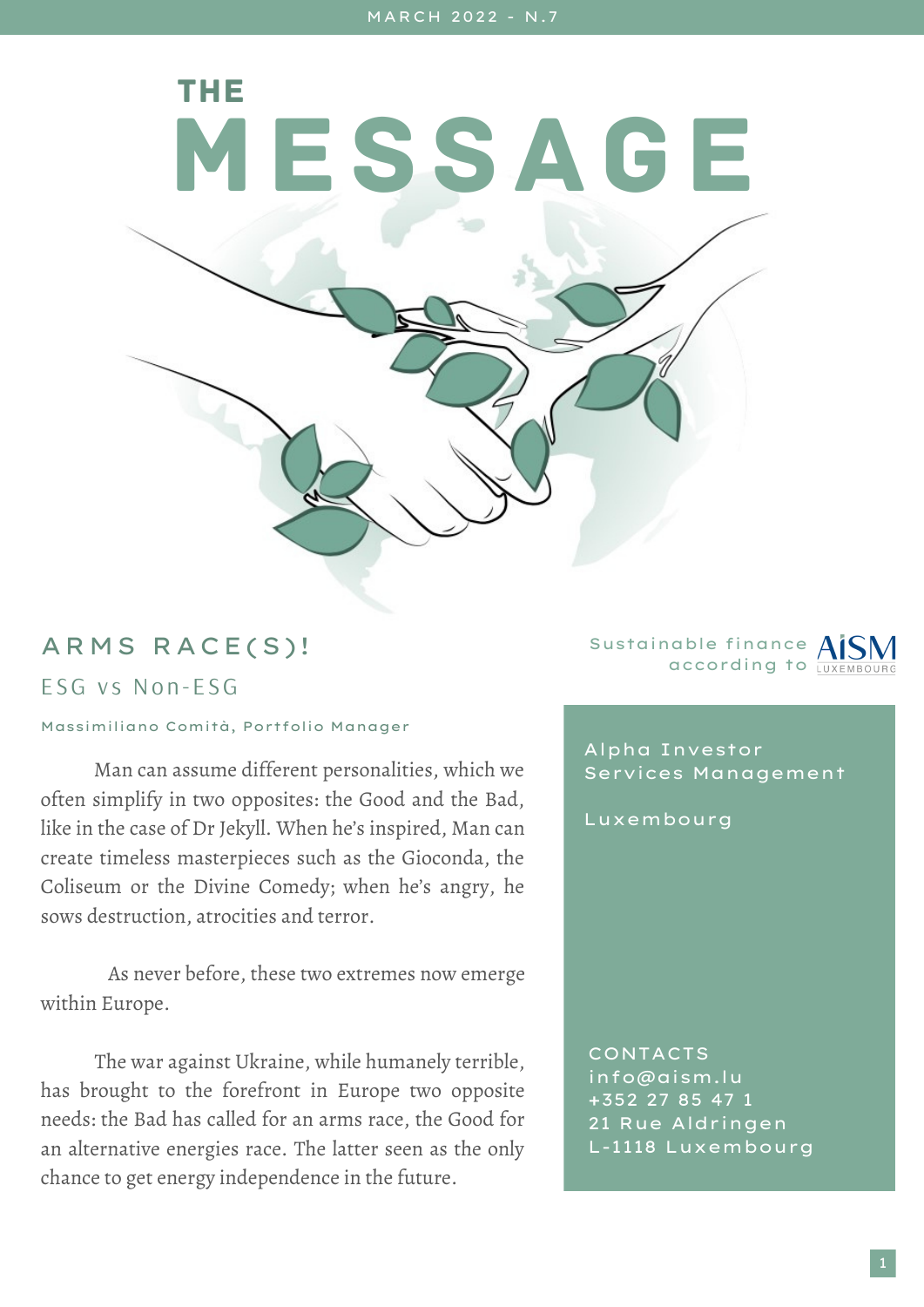MARCH 2022 - N.7

# THE MESSAGE

## ARMS RACE(S)!

### ESG vs Non-ESG

Massimiliano Comità, Portfolio Manager

Man can assume different personalities, which we often simplify in two opposites: the Good and the Bad, like in the case of Dr Jekyll. When he's inspired, Man can create timeless masterpieces such as the Gioconda, the Coliseum or the Divine Comedy; when he's angry, he sows destruction, atrocities and terror.

As never before, these two extremes now emerge within Europe.

The war against Ukraine, while humanely terrible, has brought to the forefront in Europe two opposite needs: the Bad has called for an arms race, the Good for an alternative energies race. The latter seen as the only chance to get energy independence in the future.

Sustainable finance according to AISM LUXEMBOURG

Alpha Investor Services Management

Luxembourg

CONTACTS
info@aism.lu
+352 27 85 47 1
21 Rue Aldringen
L-1118 Luxembourg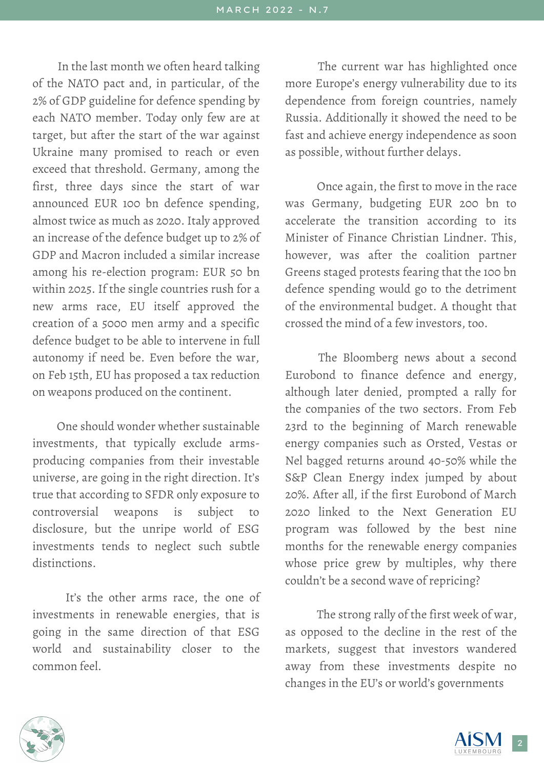In the last month we often heard talking of the NATO pact and, in particular, of the 2% of GDP guideline for defence spending by each NATO member. Today only few are at target, but after the start of the war against Ukraine many promised to reach or even exceed that threshold. Germany, among the first, three days since the start of war announced EUR 100 bn defence spending, almost twice as much as 2020. Italy approved an increase of the defence budget up to 2% of GDP and Macron included a similar increase among his re-election program: EUR 50 bn within 2025. If the single countries rush for a new arms race, EU itself approved the creation of a 5000 men army and a specific defence budget to be able to intervene in full autonomy if need be. Even before the war, on Feb 15th, EU has proposed a tax reduction on weapons produced on the continent.

One should wonder whether sustainable investments, that typically exclude arms-producing companies from their investable universe, are going in the right direction. It's true that according to SFDR only exposure to controversial weapons is subject to disclosure, but the unripe world of ESG investments tends to neglect such subtle distinctions.

It's the other arms race, the one of investments in renewable energies, that is going in the same direction of that ESG world and sustainability closer to the common feel.

The current war has highlighted once more Europe's energy vulnerability due to its dependence from foreign countries, namely Russia. Additionally it showed the need to be fast and achieve energy independence as soon as possible, without further delays.

Once again, the first to move in the race was Germany, budgeting EUR 200 bn to accelerate the transition according to its Minister of Finance Christian Lindner. This, however, was after the coalition partner Greens staged protests fearing that the 100 bn defence spending would go to the detriment of the environmental budget. A thought that crossed the mind of a few investors, too.

The Bloomberg news about a second Eurobond to finance defence and energy, although later denied, prompted a rally for the companies of the two sectors. From Feb 23rd to the beginning of March renewable energy companies such as Orsted, Vestas or Nel bagged returns around 40-50% while the S&P Clean Energy index jumped by about 20%. After all, if the first Eurobond of March 2020 linked to the Next Generation EU program was followed by the best nine months for the renewable energy companies whose price grew by multiples, why there couldn't be a second wave of repricing?

The strong rally of the first week of war, as opposed to the decline in the rest of the markets, suggest that investors wandered away from these investments despite no changes in the EU's or world's governments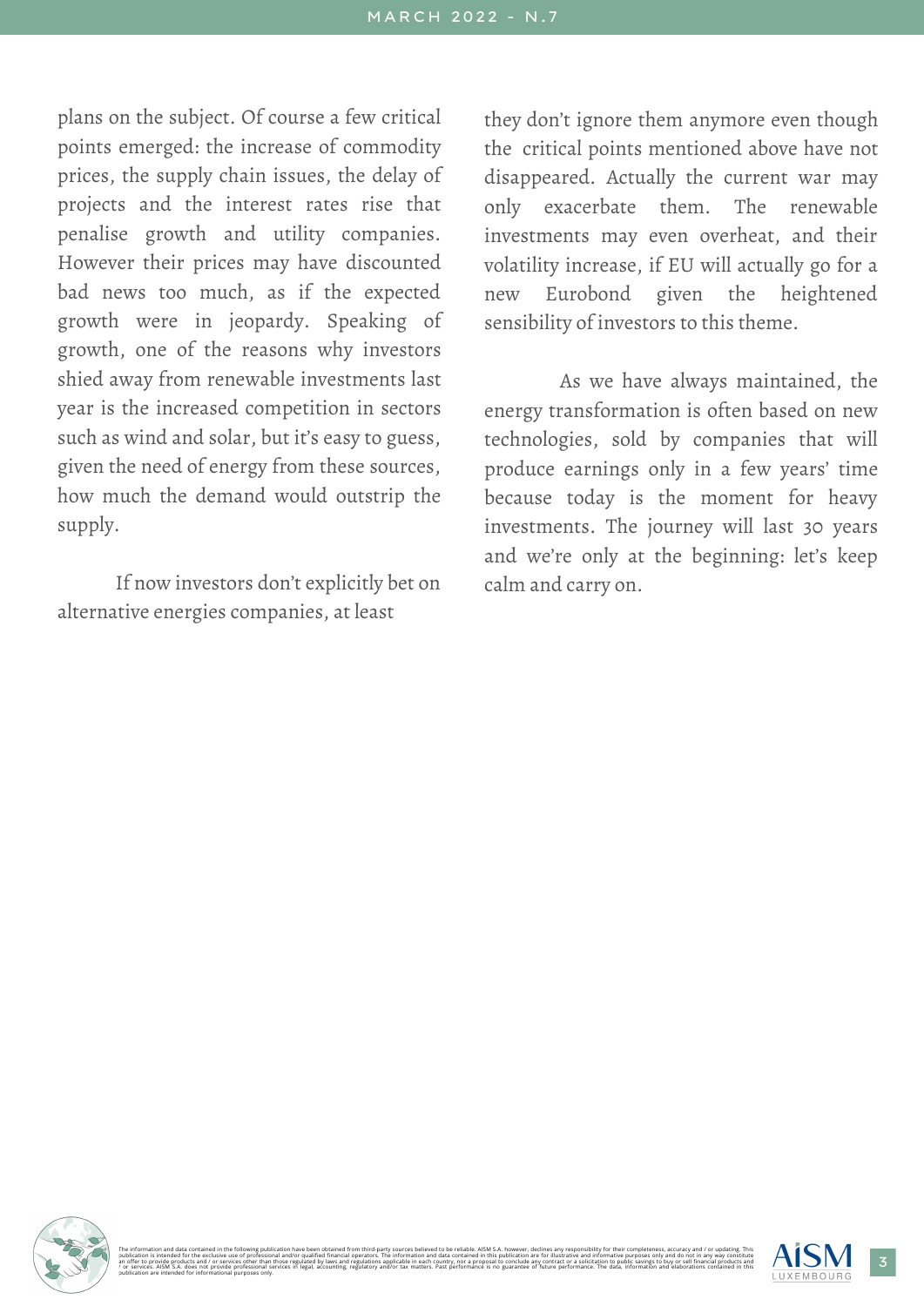plans on the subject. Of course a few critical points emerged: the increase of commodity prices, the supply chain issues, the delay of projects and the interest rates rise that penalise growth and utility companies. However their prices may have discounted bad news too much, as if the expected growth were in jeopardy. Speaking of growth, one of the reasons why investors shied away from renewable investments last year is the increased competition in sectors such as wind and solar, but it's easy to guess, given the need of energy from these sources, how much the demand would outstrip the supply.

If now investors don't explicitly bet on alternative energies companies, at least they don't ignore them anymore even though the critical points mentioned above have not disappeared. Actually the current war may only exacerbate them. The renewable investments may even overheat, and their volatility increase, if EU will actually go for a new Eurobond given the heightened sensibility of investors to this theme.

As we have always maintained, the energy transformation is often based on new technologies, sold by companies that will produce earnings only in a few years' time because today is the moment for heavy investments. The journey will last 30 years and we're only at the beginning: let's keep calm and carry on.